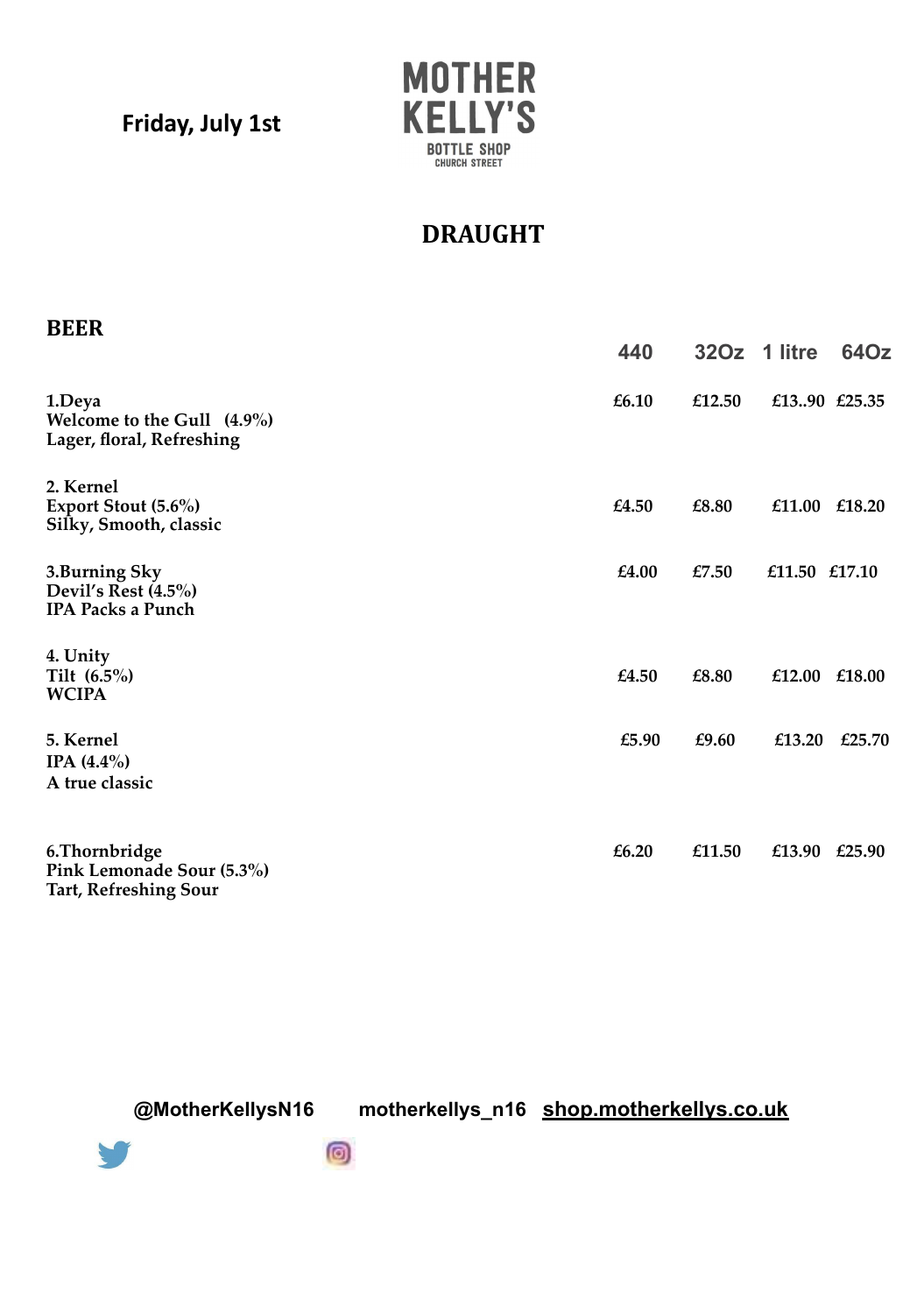**Friday, July 1st**

# MOTHER KELLY'S

BOTTLE SHOP
CHURCH STREET

## DRAUGHT

### BEER

| | 440 | 32Oz | 1 litre | 64Oz |
|---|---|---|---|---|
| 1.Deya<br>Welcome to the Gull (4.9%)<br>Lager, floral, Refreshing | £6.10 | £12.50 | £13..90 | £25.35 |
| 2. Kernel<br>Export Stout (5.6%)<br>Silky, Smooth, classic | £4.50 | £8.80 | £11.00 | £18.20 |
| 3.Burning Sky<br>Devil's Rest (4.5%)<br>IPA Packs a Punch | £4.00 | £7.50 | £11.50 | £17.10 |
| 4. Unity<br>Tilt (6.5%)<br>WCIPA | £4.50 | £8.80 | £12.00 | £18.00 |
| 5. Kernel<br>IPA (4.4%)<br>A true classic | £5.90 | £9.60 | £13.20 | £25.70 |
| 6.Thornbridge<br>Pink Lemonade Sour (5.3%)<br>Tart, Refreshing Sour | £6.20 | £11.50 | £13.90 | £25.90 |

@MotherKellysN16 motherkellys_n16 shop.motherkellys.co.uk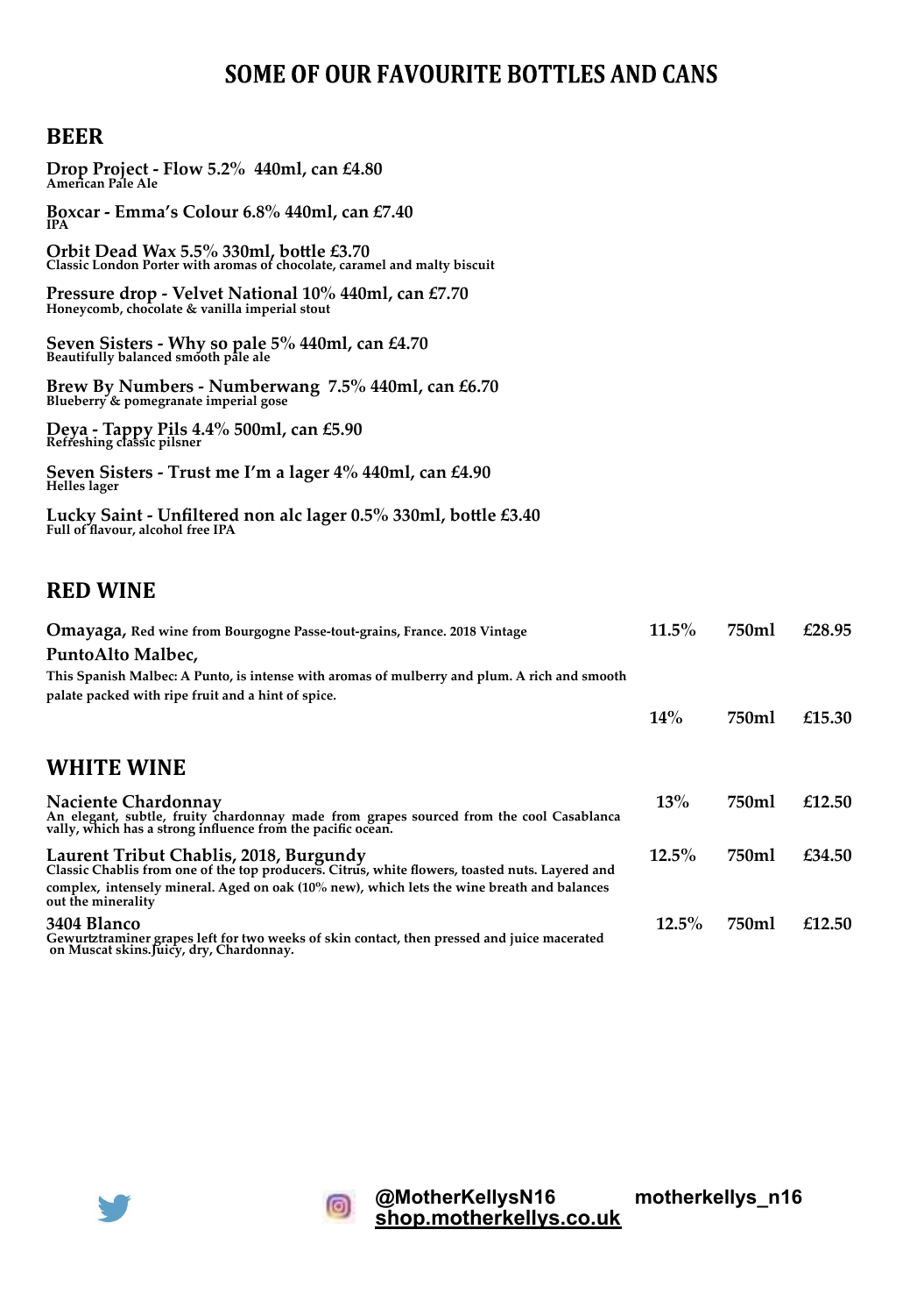# SOME OF OUR FAVOURITE BOTTLES AND CANS

## BEER

**Drop Project - Flow 5.2% 440ml, can £4.80**
**American Pale Ale**

**Boxcar - Emma's Colour 6.8% 440ml, can £7.40**
**IPA**

**Orbit Dead Wax 5.5% 330ml, bottle £3.70**
**Classic London Porter with aromas of chocolate, caramel and malty biscuit**

**Pressure drop - Velvet National 10% 440ml, can £7.70**
**Honeycomb, chocolate & vanilla imperial stout**

**Seven Sisters - Why so pale 5% 440ml, can £4.70**
**Beautifully balanced smooth pale ale**

**Brew By Numbers - Numberwang 7.5% 440ml, can £6.70**
**Blueberry & pomegranate imperial gose**

**Deya - Tappy Pils 4.4% 500ml, can £5.90**
**Refreshing classic pilsner**

**Seven Sisters - Trust me I'm a lager 4% 440ml, can £4.90**
**Helles lager**

**Lucky Saint - Unfiltered non alc lager 0.5% 330ml, bottle £3.40**
**Full of flavour, alcohol free IPA**

## RED WINE

| Wine | ABV | Volume | Price |
|---|---|---|---|
| **Omayaga,** Red wine from Bourgogne Passe-tout-grains, France. 2018 Vintage | 11.5% | 750ml | £28.95 |
| **PuntoAlto Malbec,** This Spanish Malbec: A Punto, is intense with aromas of mulberry and plum. A rich and smooth palate packed with ripe fruit and a hint of spice. | 14% | 750ml | £15.30 |

## WHITE WINE

| Wine | ABV | Volume | Price |
|---|---|---|---|
| **Naciente Chardonnay** An elegant, subtle, fruity chardonnay made from grapes sourced from the cool Casablanca vally, which has a strong influence from the pacific ocean. | 13% | 750ml | £12.50 |
| **Laurent Tribut Chablis, 2018, Burgundy** Classic Chablis from one of the top producers. Citrus, white flowers, toasted nuts. Layered and complex, intensely mineral. Aged on oak (10% new), which lets the wine breath and balances out the minerality | 12.5% | 750ml | £34.50 |
| **3404 Blanco** Gewurtztraminer grapes left for two weeks of skin contact, then pressed and juice macerated on Muscat skins.Juicy, dry, Chardonnay. | 12.5% | 750ml | £12.50 |

@MotherKellysN16 motherkellys_n16
shop.motherkellys.co.uk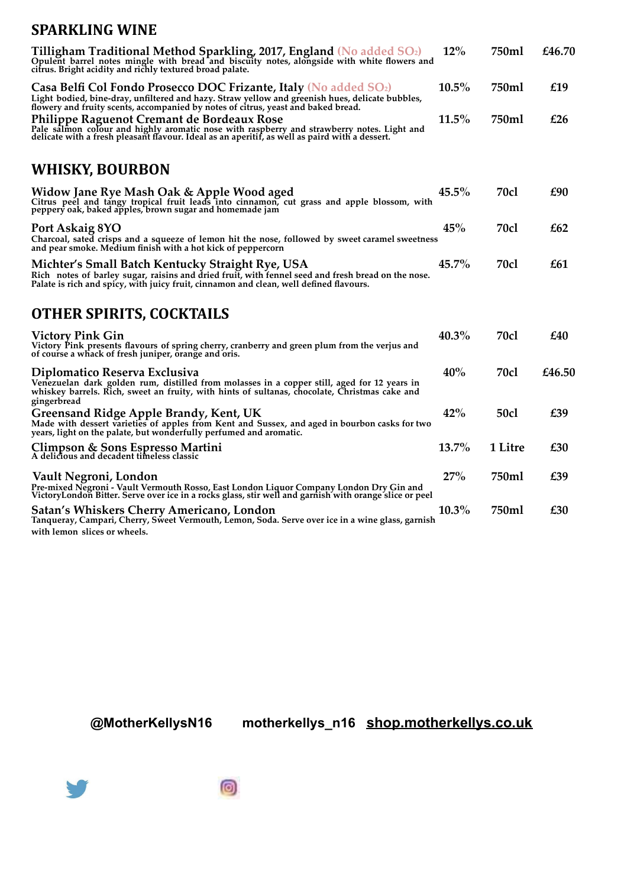## SPARKLING WINE

| | | | |
|---|---|---|---|
| **Tillgham Traditional Method Sparkling, 2017, England** (No added $SO_2$)<br>Opulent barrel notes mingle with bread and biscuity notes, alongside with white flowers and citrus. Bright acidity and richly textured broad palate. | 12% | 750ml | £46.70 |
| **Casa Belfi Col Fondo Prosecco DOC Frizante, Italy** (No added $SO_2$)<br>Light bodied, bine-dray, unfiltered and hazy. Straw yellow and greenish hues, delicate bubbles, flowery and fruity scents, accompanied by notes of citrus, yeast and baked bread. | 10.5% | 750ml | £19 |
| **Philippe Raguenot Cremant de Bordeaux Rose**<br>Pale salmon colour and highly aromatic nose with raspberry and strawberry notes. Light and delicate with a fresh pleasant flavour. Ideal as an aperitif, as well as paird with a dessert. | 11.5% | 750ml | £26 |

## WHISKY, BOURBON

| | | | |
|---|---|---|---|
| **Widow Jane Rye Mash Oak & Apple Wood aged**<br>Citrus peel and tangy tropical fruit leads into cinnamon, cut grass and apple blossom, with peppery oak, baked apples, brown sugar and homemade jam | 45.5% | 70cl | £90 |
| **Port Askaig 8YO**<br>Charcoal, sated crisps and a squeeze of lemon hit the nose, followed by sweet caramel sweetness and pear smoke. Medium finish with a hot kick of peppercorn | 45% | 70cl | £62 |
| **Michter's Small Batch Kentucky Straight Rye, USA**<br>Rich notes of barley sugar, raisins and dried fruit, with fennel seed and fresh bread on the nose. Palate is rich and spicy, with juicy fruit, cinnamon and clean, well defined flavours. | 45.7% | 70cl | £61 |

## OTHER SPIRITS, COCKTAILS

| | | | |
|---|---|---|---|
| **Victory Pink Gin**<br>Victory Pink presents flavours of spring cherry, cranberry and green plum from the verjus and of course a whack of fresh juniper, orange and oris. | 40.3% | 70cl | £40 |
| **Diplomatico Reserva Exclusiva**<br>Venezuelan dark golden rum, distilled from molasses in a copper still, aged for 12 years in whiskey barrels. Rich, sweet an fruity, with hints of sultanas, chocolate, Christmas cake and gingerbread | 40% | 70cl | £46.50 |
| **Greensand Ridge Apple Brandy, Kent, UK**<br>Made with dessert varieties of apples from Kent and Sussex, and aged in bourbon casks for two years, light on the palate, but wonderfully perfumed and aromatic. | 42% | 50cl | £39 |
| **Climpson & Sons Espresso Martini**<br>A delicious and decadent timeless classic | 13.7% | 1 Litre | £30 |
| **Vault Negroni, London**<br>Pre-mixed Negroni - Vault Vermouth Rosso, East London Liquor Company London Dry Gin and VictoryLondon Bitter. Serve over ice in a rocks glass, stir well and garnish with orange slice or peel | 27% | 750ml | £39 |
| **Satan's Whiskers Cherry Americano, London**<br>Tanqueray, Campari, Cherry, Sweet Vermouth, Lemon, Soda. Serve over ice in a wine glass, garnish with lemon slices or wheels. | 10.3% | 750ml | £30 |

**@MotherKellysN16** **motherkellys_n16** **shop.motherkellys.co.uk**